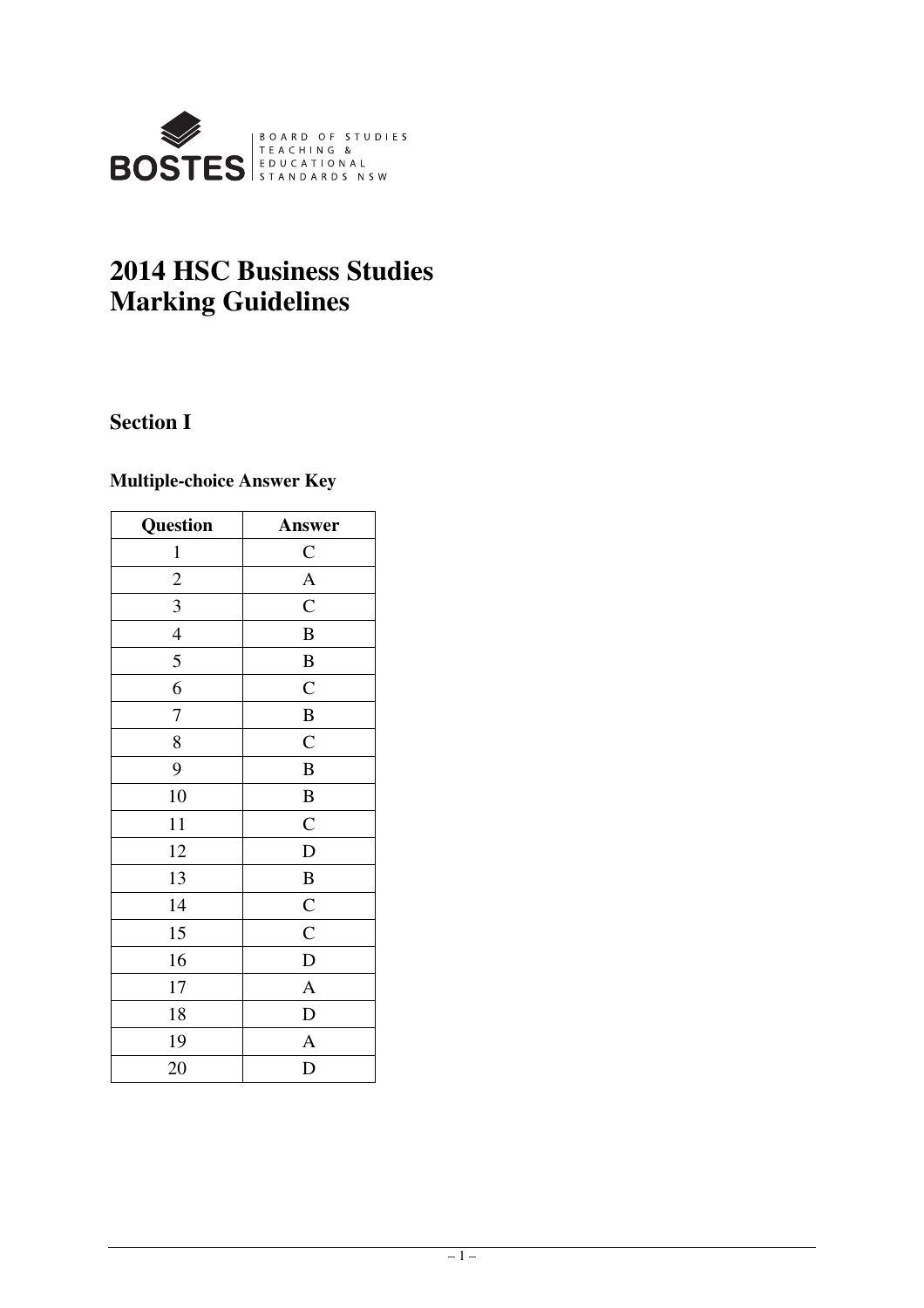BOSTES | BOARD OF STUDIES TEACHING & EDUCATIONAL STANDARDS NSW

# 2014 HSC Business Studies Marking Guidelines

## Section I

### Multiple-choice Answer Key

| Question | Answer |
|---|---|
| 1 | C |
| 2 | A |
| 3 | C |
| 4 | B |
| 5 | B |
| 6 | C |
| 7 | B |
| 8 | C |
| 9 | B |
| 10 | B |
| 11 | C |
| 12 | D |
| 13 | B |
| 14 | C |
| 15 | C |
| 16 | D |
| 17 | A |
| 18 | D |
| 19 | A |
| 20 | D |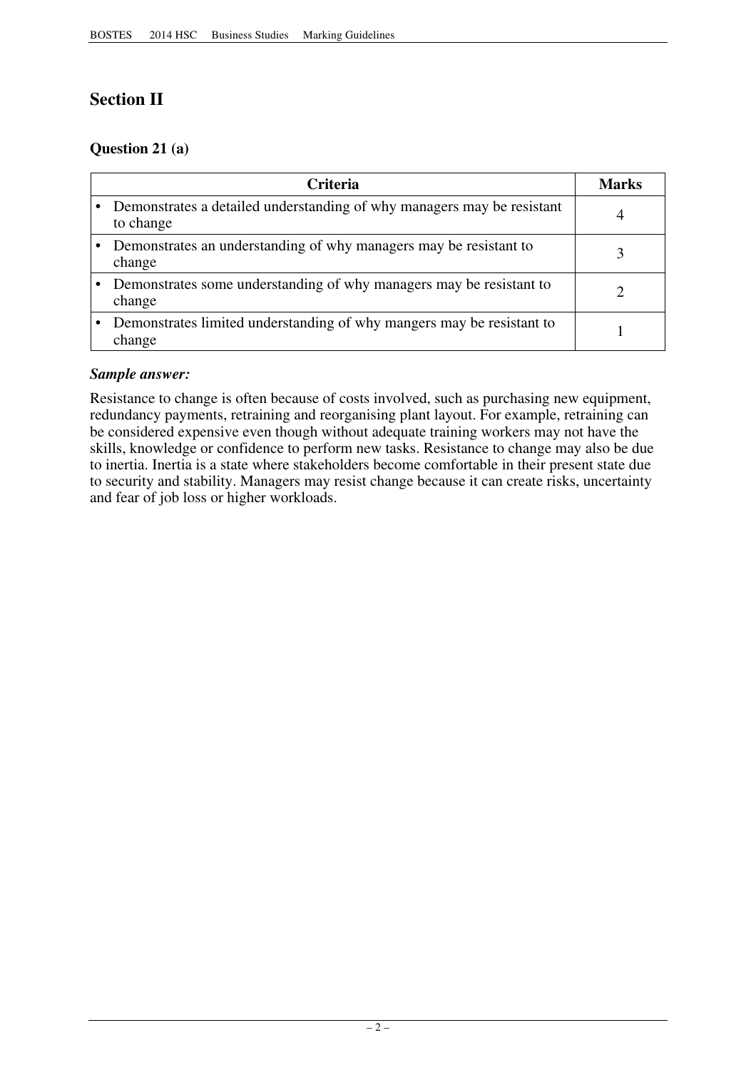## Section II

### Question 21 (a)

| Criteria | Marks |
|---|---|
| • Demonstrates a detailed understanding of why managers may be resistant to change | 4 |
| • Demonstrates an understanding of why managers may be resistant to change | 3 |
| • Demonstrates some understanding of why managers may be resistant to change | 2 |
| • Demonstrates limited understanding of why mangers may be resistant to change | 1 |

***Sample answer:***

Resistance to change is often because of costs involved, such as purchasing new equipment, redundancy payments, retraining and reorganising plant layout. For example, retraining can be considered expensive even though without adequate training workers may not have the skills, knowledge or confidence to perform new tasks. Resistance to change may also be due to inertia. Inertia is a state where stakeholders become comfortable in their present state due to security and stability. Managers may resist change because it can create risks, uncertainty and fear of job loss or higher workloads.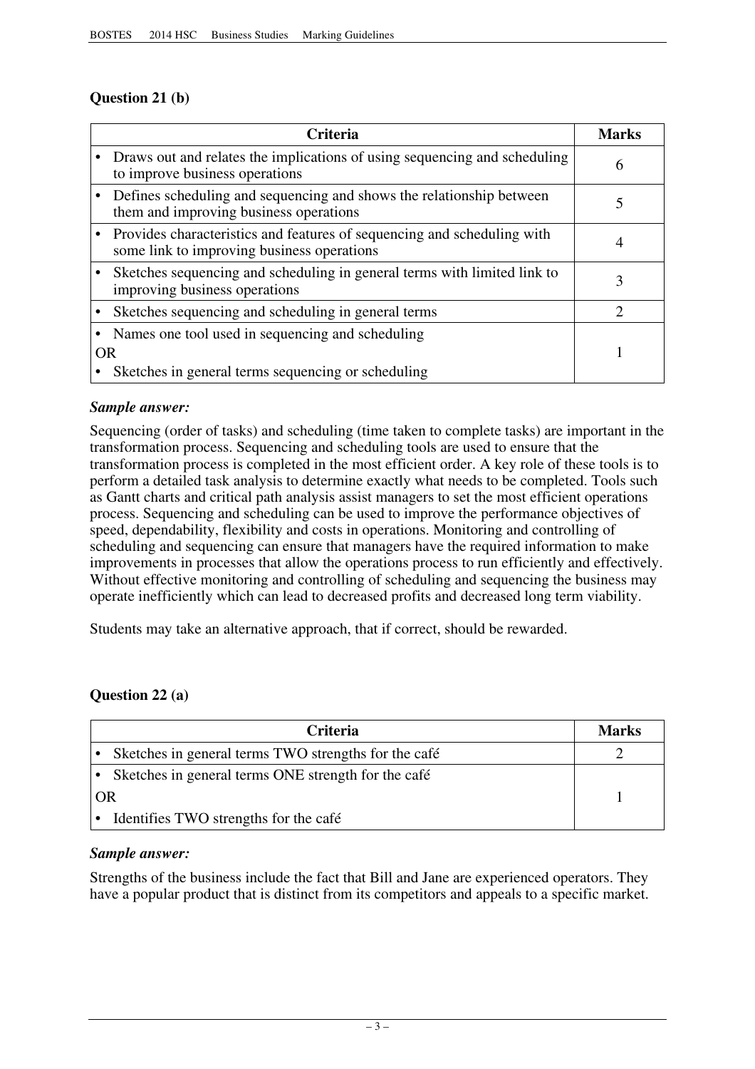### Question 21 (b)

| Criteria | Marks |
|---|---|
| • Draws out and relates the implications of using sequencing and scheduling to improve business operations | 6 |
| • Defines scheduling and sequencing and shows the relationship between them and improving business operations | 5 |
| • Provides characteristics and features of sequencing and scheduling with some link to improving business operations | 4 |
| • Sketches sequencing and scheduling in general terms with limited link to improving business operations | 3 |
| • Sketches sequencing and scheduling in general terms | 2 |
| • Names one tool used in sequencing and scheduling<br>OR<br>• Sketches in general terms sequencing or scheduling | 1 |

***Sample answer:***

Sequencing (order of tasks) and scheduling (time taken to complete tasks) are important in the transformation process. Sequencing and scheduling tools are used to ensure that the transformation process is completed in the most efficient order. A key role of these tools is to perform a detailed task analysis to determine exactly what needs to be completed. Tools such as Gantt charts and critical path analysis assist managers to set the most efficient operations process. Sequencing and scheduling can be used to improve the performance objectives of speed, dependability, flexibility and costs in operations. Monitoring and controlling of scheduling and sequencing can ensure that managers have the required information to make improvements in processes that allow the operations process to run efficiently and effectively. Without effective monitoring and controlling of scheduling and sequencing the business may operate inefficiently which can lead to decreased profits and decreased long term viability.

Students may take an alternative approach, that if correct, should be rewarded.

### Question 22 (a)

| Criteria | Marks |
|---|---|
| • Sketches in general terms TWO strengths for the café | 2 |
| • Sketches in general terms ONE strength for the café<br>OR<br>• Identifies TWO strengths for the café | 1 |

***Sample answer:***

Strengths of the business include the fact that Bill and Jane are experienced operators. They have a popular product that is distinct from its competitors and appeals to a specific market.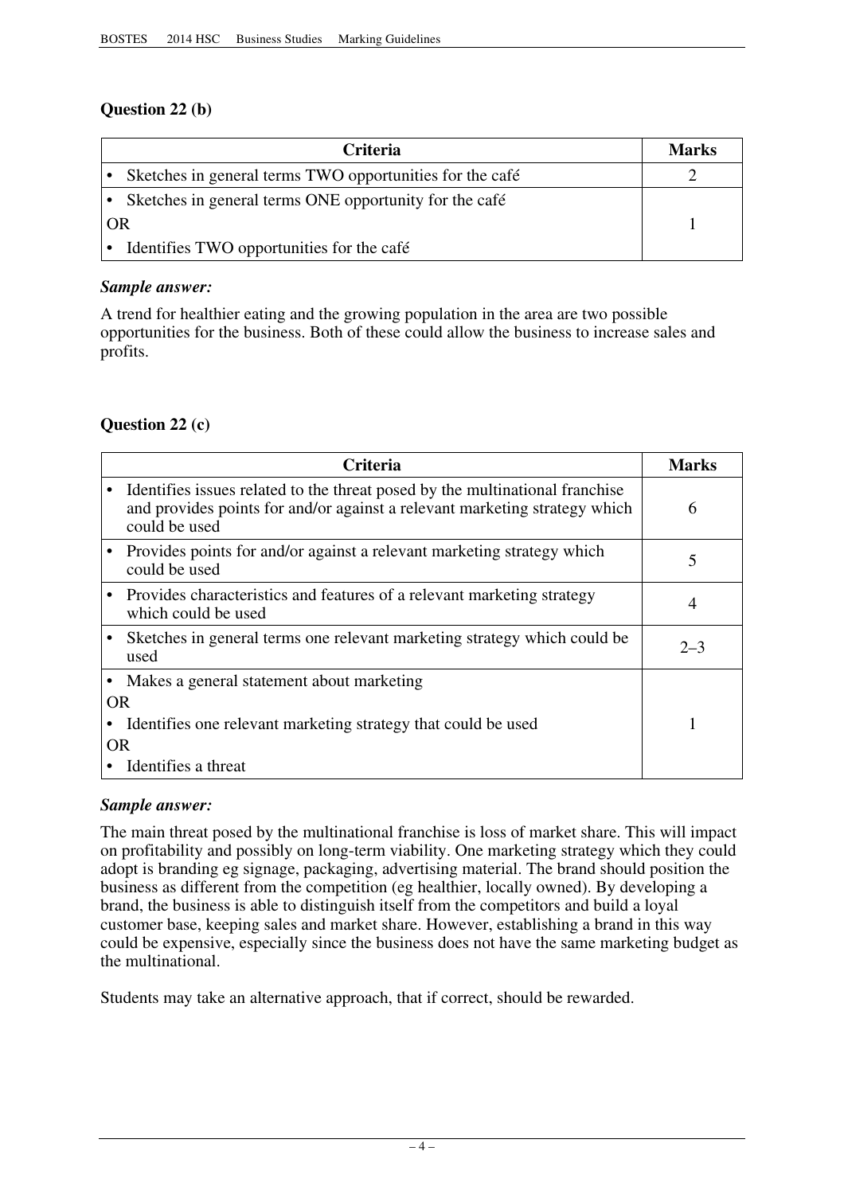### Question 22 (b)

| Criteria | Marks |
|---|---|
| • Sketches in general terms TWO opportunities for the café | 2 |
| • Sketches in general terms ONE opportunity for the café<br>OR<br>• Identifies TWO opportunities for the café | 1 |

*Sample answer:*

A trend for healthier eating and the growing population in the area are two possible opportunities for the business. Both of these could allow the business to increase sales and profits.

### Question 22 (c)

| Criteria | Marks |
|---|---|
| • Identifies issues related to the threat posed by the multinational franchise and provides points for and/or against a relevant marketing strategy which could be used | 6 |
| • Provides points for and/or against a relevant marketing strategy which could be used | 5 |
| • Provides characteristics and features of a relevant marketing strategy which could be used | 4 |
| • Sketches in general terms one relevant marketing strategy which could be used | 2–3 |
| • Makes a general statement about marketing<br>OR<br>• Identifies one relevant marketing strategy that could be used<br>OR<br>• Identifies a threat | 1 |

*Sample answer:*

The main threat posed by the multinational franchise is loss of market share. This will impact on profitability and possibly on long-term viability. One marketing strategy which they could adopt is branding eg signage, packaging, advertising material. The brand should position the business as different from the competition (eg healthier, locally owned). By developing a brand, the business is able to distinguish itself from the competitors and build a loyal customer base, keeping sales and market share. However, establishing a brand in this way could be expensive, especially since the business does not have the same marketing budget as the multinational.

Students may take an alternative approach, that if correct, should be rewarded.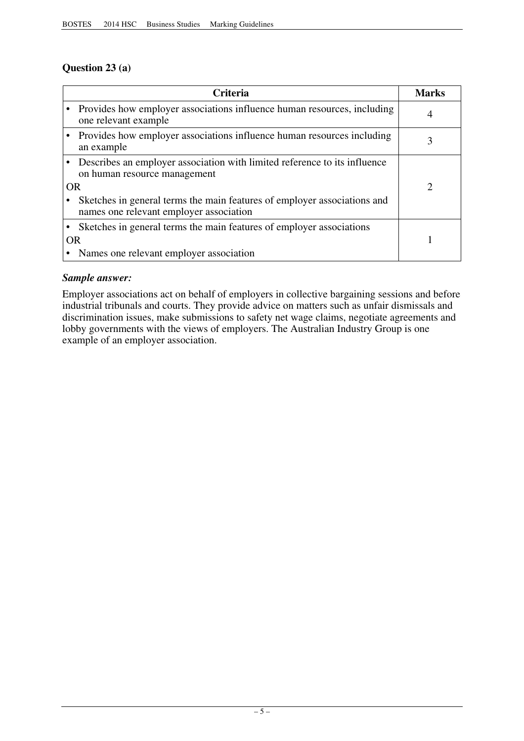### Question 23 (a)

| Criteria | Marks |
|---|---|
| • Provides how employer associations influence human resources, including one relevant example | 4 |
| • Provides how employer associations influence human resources including an example | 3 |
| • Describes an employer association with limited reference to its influence on human resource management<br>OR<br>• Sketches in general terms the main features of employer associations and names one relevant employer association | 2 |
| • Sketches in general terms the main features of employer associations<br>OR<br>• Names one relevant employer association | 1 |

***Sample answer:***

Employer associations act on behalf of employers in collective bargaining sessions and before industrial tribunals and courts. They provide advice on matters such as unfair dismissals and discrimination issues, make submissions to safety net wage claims, negotiate agreements and lobby governments with the views of employers. The Australian Industry Group is one example of an employer association.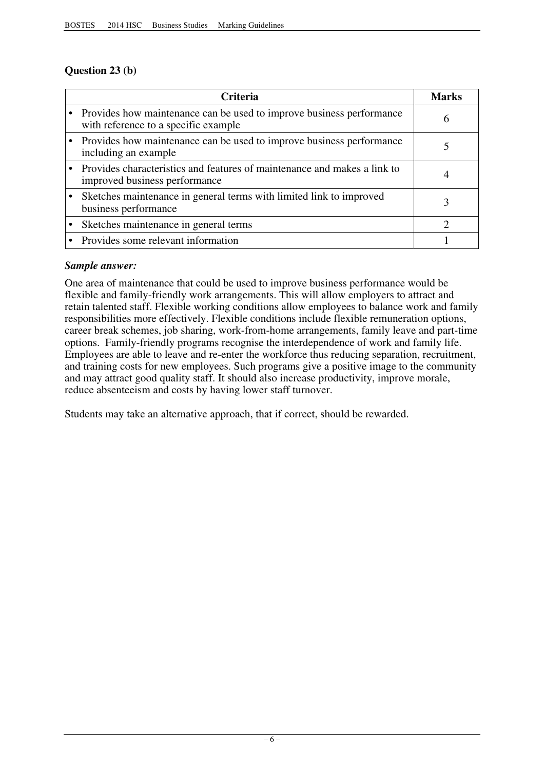## Question 23 (b)

| Criteria | Marks |
|---|---|
| • Provides how maintenance can be used to improve business performance with reference to a specific example | 6 |
| • Provides how maintenance can be used to improve business performance including an example | 5 |
| • Provides characteristics and features of maintenance and makes a link to improved business performance | 4 |
| • Sketches maintenance in general terms with limited link to improved business performance | 3 |
| • Sketches maintenance in general terms | 2 |
| • Provides some relevant information | 1 |

***Sample answer:***

One area of maintenance that could be used to improve business performance would be flexible and family-friendly work arrangements. This will allow employers to attract and retain talented staff. Flexible working conditions allow employees to balance work and family responsibilities more effectively. Flexible conditions include flexible remuneration options, career break schemes, job sharing, work-from-home arrangements, family leave and part-time options. Family-friendly programs recognise the interdependence of work and family life. Employees are able to leave and re-enter the workforce thus reducing separation, recruitment, and training costs for new employees. Such programs give a positive image to the community and may attract good quality staff. It should also increase productivity, improve morale, reduce absenteeism and costs by having lower staff turnover.

Students may take an alternative approach, that if correct, should be rewarded.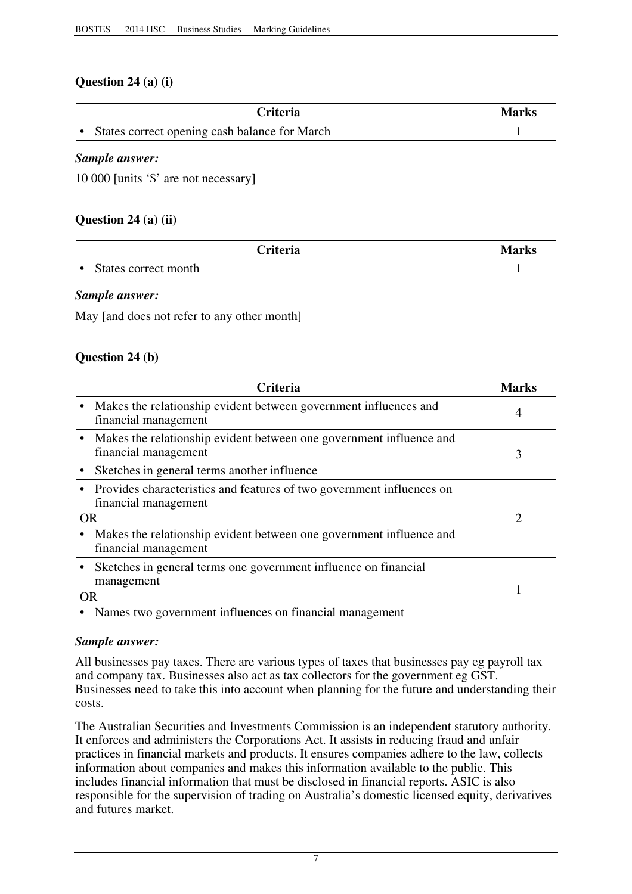### Question 24 (a) (i)

| Criteria | Marks |
|---|---|
| • States correct opening cash balance for March | 1 |

***Sample answer:***

10 000 [units '$' are not necessary]

### Question 24 (a) (ii)

| Criteria | Marks |
|---|---|
| • States correct month | 1 |

***Sample answer:***

May [and does not refer to any other month]

### Question 24 (b)

| Criteria | Marks |
|---|---|
| • Makes the relationship evident between government influences and financial management | 4 |
| • Makes the relationship evident between one government influence and financial management <br> • Sketches in general terms another influence | 3 |
| • Provides characteristics and features of two government influences on financial management <br> OR <br> • Makes the relationship evident between one government influence and financial management | 2 |
| • Sketches in general terms one government influence on financial management <br> OR <br> • Names two government influences on financial management | 1 |

***Sample answer:***

All businesses pay taxes. There are various types of taxes that businesses pay eg payroll tax and company tax. Businesses also act as tax collectors for the government eg GST. Businesses need to take this into account when planning for the future and understanding their costs.

The Australian Securities and Investments Commission is an independent statutory authority. It enforces and administers the Corporations Act. It assists in reducing fraud and unfair practices in financial markets and products. It ensures companies adhere to the law, collects information about companies and makes this information available to the public. This includes financial information that must be disclosed in financial reports. ASIC is also responsible for the supervision of trading on Australia's domestic licensed equity, derivatives and futures market.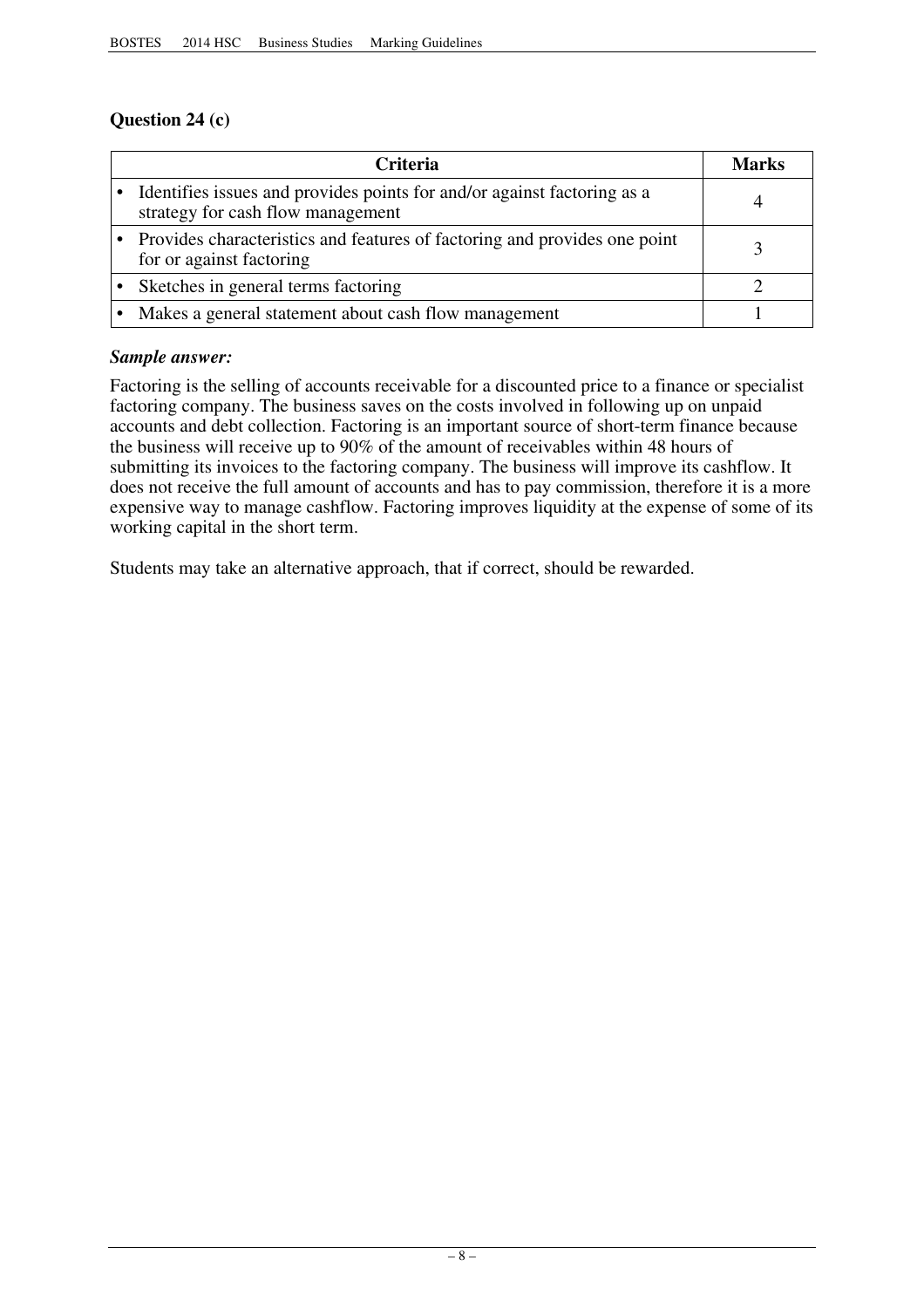## Question 24 (c)

| Criteria | Marks |
|---|---|
| • Identifies issues and provides points for and/or against factoring as a strategy for cash flow management | 4 |
| • Provides characteristics and features of factoring and provides one point for or against factoring | 3 |
| • Sketches in general terms factoring | 2 |
| • Makes a general statement about cash flow management | 1 |

***Sample answer:***

Factoring is the selling of accounts receivable for a discounted price to a finance or specialist factoring company. The business saves on the costs involved in following up on unpaid accounts and debt collection. Factoring is an important source of short-term finance because the business will receive up to 90% of the amount of receivables within 48 hours of submitting its invoices to the factoring company. The business will improve its cashflow. It does not receive the full amount of accounts and has to pay commission, therefore it is a more expensive way to manage cashflow. Factoring improves liquidity at the expense of some of its working capital in the short term.

Students may take an alternative approach, that if correct, should be rewarded.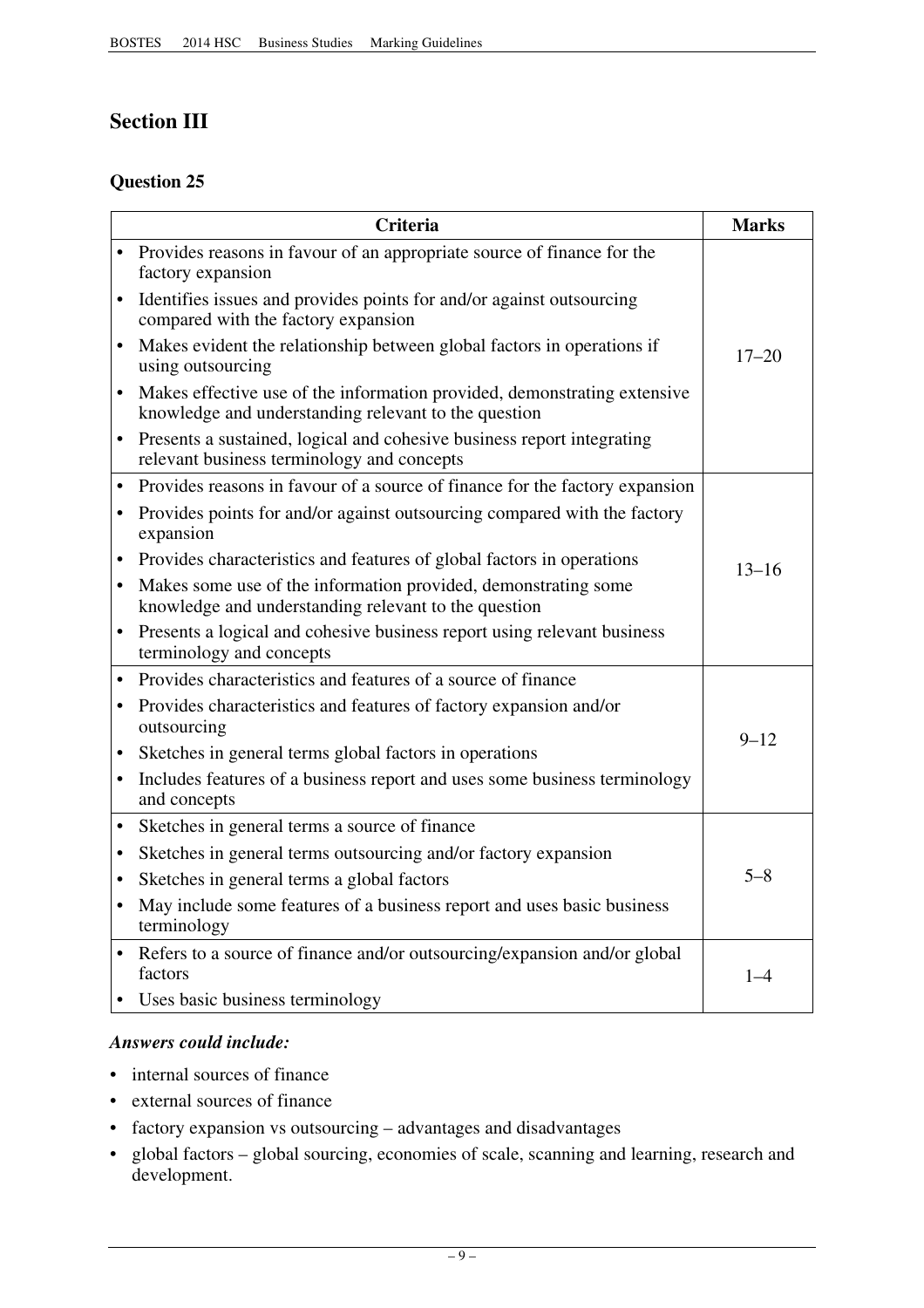## Section III

### Question 25

| Criteria | Marks |
|---|---|
| • Provides reasons in favour of an appropriate source of finance for the factory expansion<br>• Identifies issues and provides points for and/or against outsourcing compared with the factory expansion<br>• Makes evident the relationship between global factors in operations if using outsourcing<br>• Makes effective use of the information provided, demonstrating extensive knowledge and understanding relevant to the question<br>• Presents a sustained, logical and cohesive business report integrating relevant business terminology and concepts | 17–20 |
| • Provides reasons in favour of a source of finance for the factory expansion<br>• Provides points for and/or against outsourcing compared with the factory expansion<br>• Provides characteristics and features of global factors in operations<br>• Makes some use of the information provided, demonstrating some knowledge and understanding relevant to the question<br>• Presents a logical and cohesive business report using relevant business terminology and concepts | 13–16 |
| • Provides characteristics and features of a source of finance<br>• Provides characteristics and features of factory expansion and/or outsourcing<br>• Sketches in general terms global factors in operations<br>• Includes features of a business report and uses some business terminology and concepts | 9–12 |
| • Sketches in general terms a source of finance<br>• Sketches in general terms outsourcing and/or factory expansion<br>• Sketches in general terms a global factors<br>• May include some features of a business report and uses basic business terminology | 5–8 |
| • Refers to a source of finance and/or outsourcing/expansion and/or global factors<br>• Uses basic business terminology | 1–4 |

***Answers could include:***

- internal sources of finance
- external sources of finance
- factory expansion vs outsourcing – advantages and disadvantages
- global factors – global sourcing, economies of scale, scanning and learning, research and development.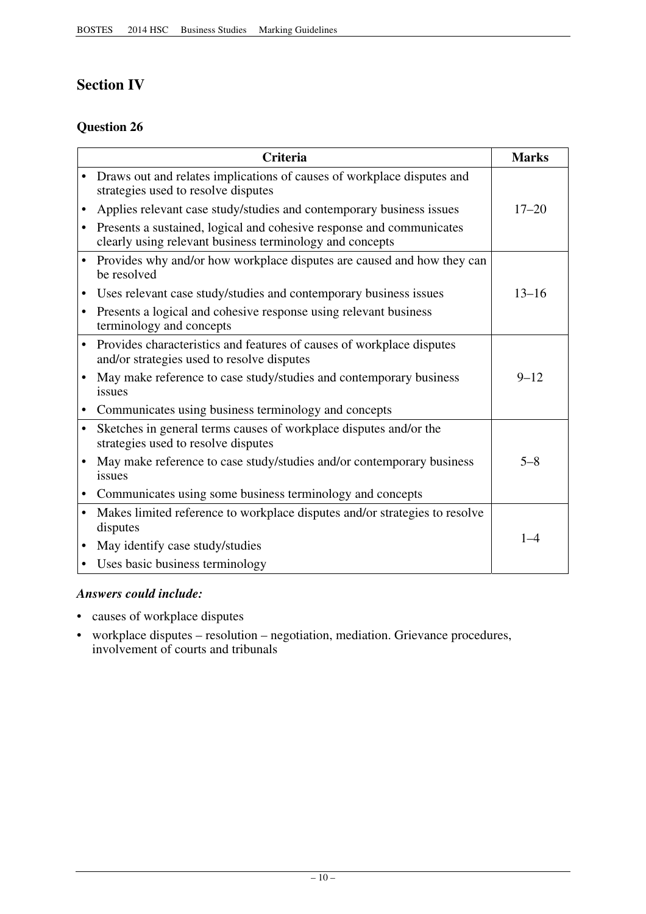## Section IV

### Question 26

| Criteria | Marks |
|---|---|
| • Draws out and relates implications of causes of workplace disputes and strategies used to resolve disputes<br>• Applies relevant case study/studies and contemporary business issues<br>• Presents a sustained, logical and cohesive response and communicates clearly using relevant business terminology and concepts | 17–20 |
| • Provides why and/or how workplace disputes are caused and how they can be resolved<br>• Uses relevant case study/studies and contemporary business issues<br>• Presents a logical and cohesive response using relevant business terminology and concepts | 13–16 |
| • Provides characteristics and features of causes of workplace disputes and/or strategies used to resolve disputes<br>• May make reference to case study/studies and contemporary business issues<br>• Communicates using business terminology and concepts | 9–12 |
| • Sketches in general terms causes of workplace disputes and/or the strategies used to resolve disputes<br>• May make reference to case study/studies and/or contemporary business issues<br>• Communicates using some business terminology and concepts | 5–8 |
| • Makes limited reference to workplace disputes and/or strategies to resolve disputes<br>• May identify case study/studies<br>• Uses basic business terminology | 1–4 |

***Answers could include:***

- causes of workplace disputes
- workplace disputes – resolution – negotiation, mediation. Grievance procedures, involvement of courts and tribunals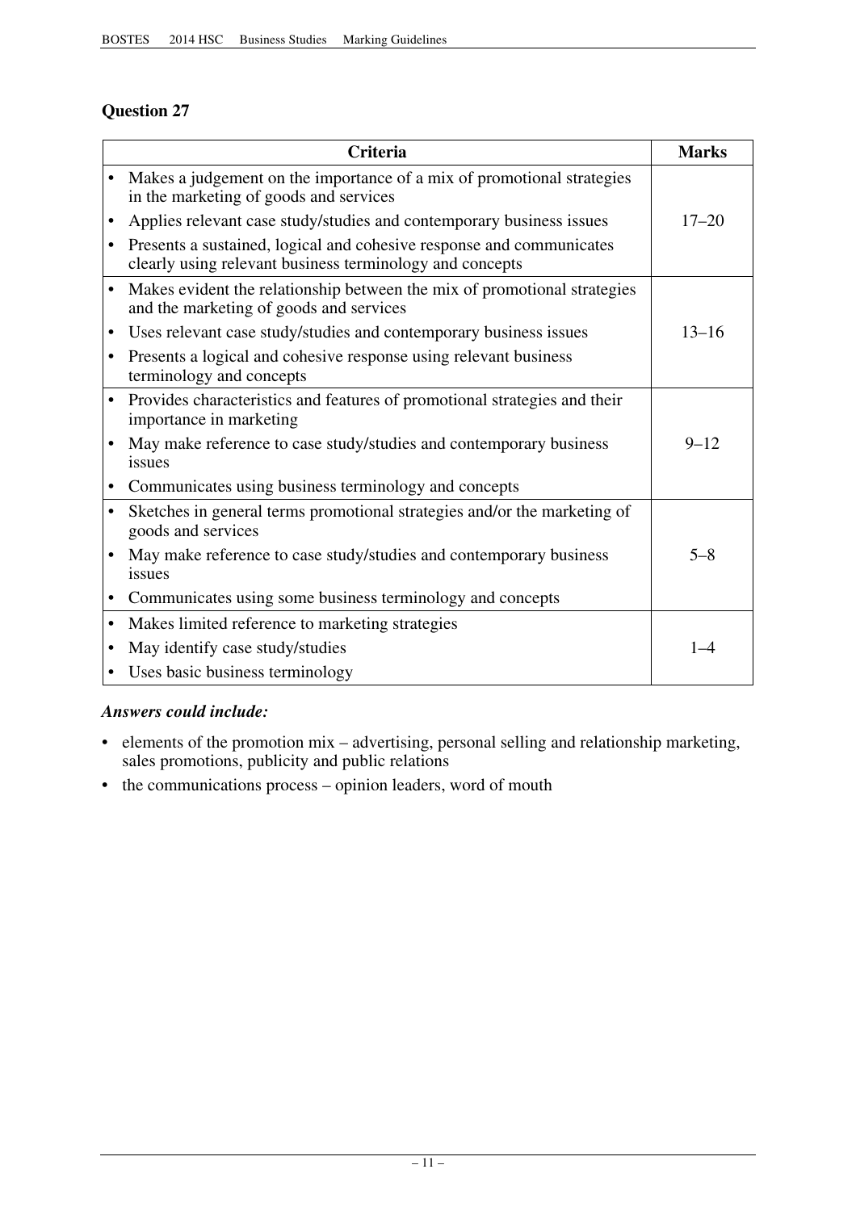## Question 27

| Criteria | Marks |
|---|---|
| • Makes a judgement on the importance of a mix of promotional strategies in the marketing of goods and services<br>• Applies relevant case study/studies and contemporary business issues<br>• Presents a sustained, logical and cohesive response and communicates clearly using relevant business terminology and concepts | 17–20 |
| • Makes evident the relationship between the mix of promotional strategies and the marketing of goods and services<br>• Uses relevant case study/studies and contemporary business issues<br>• Presents a logical and cohesive response using relevant business terminology and concepts | 13–16 |
| • Provides characteristics and features of promotional strategies and their importance in marketing<br>• May make reference to case study/studies and contemporary business issues<br>• Communicates using business terminology and concepts | 9–12 |
| • Sketches in general terms promotional strategies and/or the marketing of goods and services<br>• May make reference to case study/studies and contemporary business issues<br>• Communicates using some business terminology and concepts | 5–8 |
| • Makes limited reference to marketing strategies<br>• May identify case study/studies<br>• Uses basic business terminology | 1–4 |

***Answers could include:***

- elements of the promotion mix – advertising, personal selling and relationship marketing, sales promotions, publicity and public relations
- the communications process – opinion leaders, word of mouth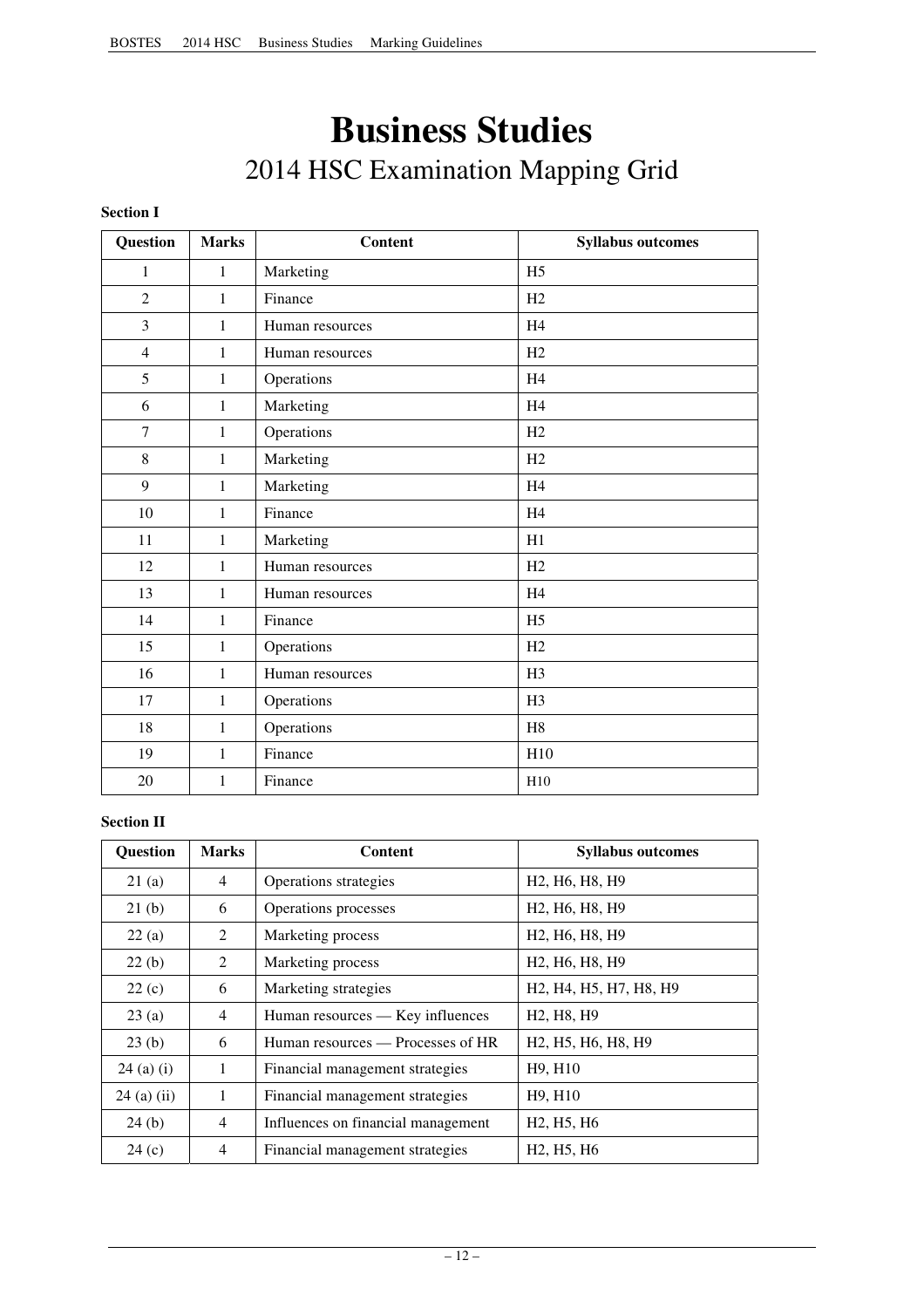# Business Studies

## 2014 HSC Examination Mapping Grid

**Section I**

| Question | Marks | Content | Syllabus outcomes |
|---|---|---|---|
| 1 | 1 | Marketing | H5 |
| 2 | 1 | Finance | H2 |
| 3 | 1 | Human resources | H4 |
| 4 | 1 | Human resources | H2 |
| 5 | 1 | Operations | H4 |
| 6 | 1 | Marketing | H4 |
| 7 | 1 | Operations | H2 |
| 8 | 1 | Marketing | H2 |
| 9 | 1 | Marketing | H4 |
| 10 | 1 | Finance | H4 |
| 11 | 1 | Marketing | H1 |
| 12 | 1 | Human resources | H2 |
| 13 | 1 | Human resources | H4 |
| 14 | 1 | Finance | H5 |
| 15 | 1 | Operations | H2 |
| 16 | 1 | Human resources | H3 |
| 17 | 1 | Operations | H3 |
| 18 | 1 | Operations | H8 |
| 19 | 1 | Finance | H10 |
| 20 | 1 | Finance | H10 |

**Section II**

| Question | Marks | Content | Syllabus outcomes |
|---|---|---|---|
| 21 (a) | 4 | Operations strategies | H2, H6, H8, H9 |
| 21 (b) | 6 | Operations processes | H2, H6, H8, H9 |
| 22 (a) | 2 | Marketing process | H2, H6, H8, H9 |
| 22 (b) | 2 | Marketing process | H2, H6, H8, H9 |
| 22 (c) | 6 | Marketing strategies | H2, H4, H5, H7, H8, H9 |
| 23 (a) | 4 | Human resources — Key influences | H2, H8, H9 |
| 23 (b) | 6 | Human resources — Processes of HR | H2, H5, H6, H8, H9 |
| 24 (a) (i) | 1 | Financial management strategies | H9, H10 |
| 24 (a) (ii) | 1 | Financial management strategies | H9, H10 |
| 24 (b) | 4 | Influences on financial management | H2, H5, H6 |
| 24 (c) | 4 | Financial management strategies | H2, H5, H6 |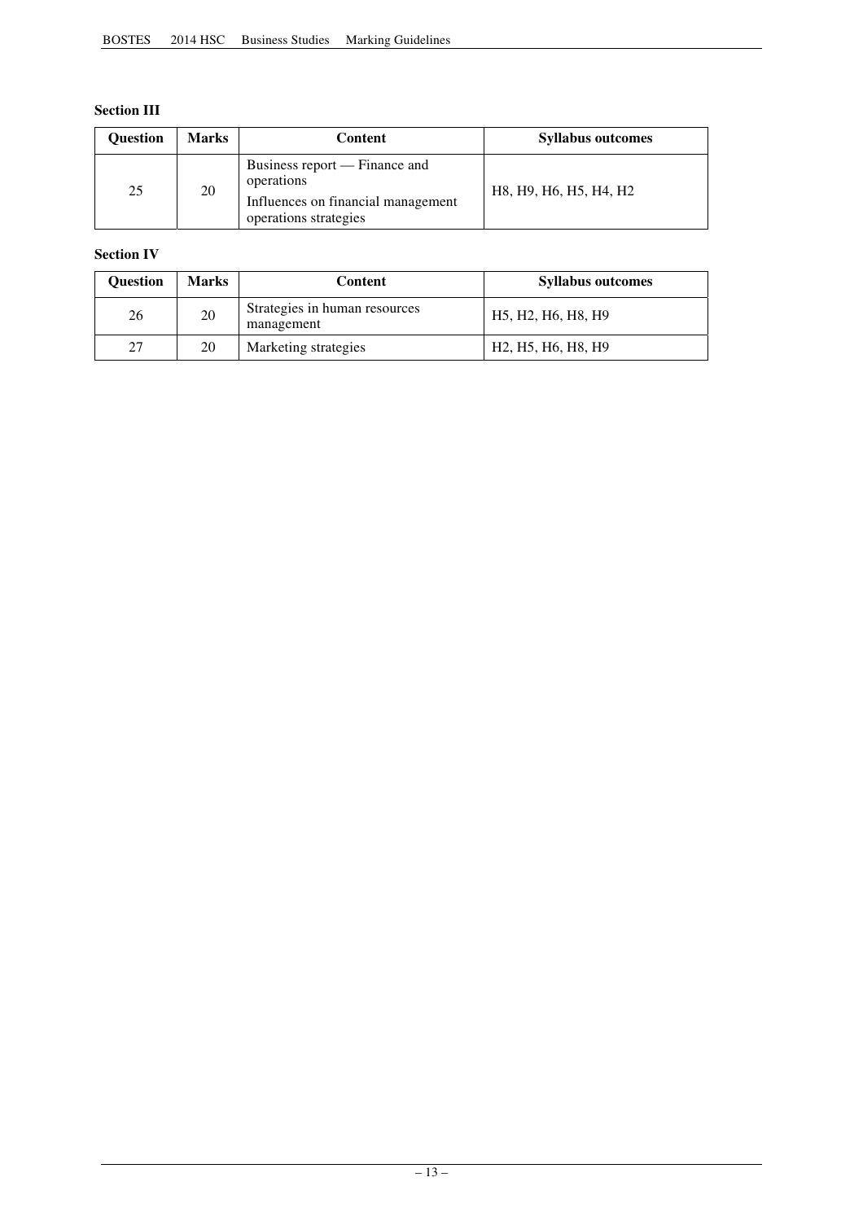**Section III**

| Question | Marks | Content | Syllabus outcomes |
|---|---|---|---|
| 25 | 20 | Business report — Finance and operations<br>Influences on financial management operations strategies | H8, H9, H6, H5, H4, H2 |

**Section IV**

| Question | Marks | Content | Syllabus outcomes |
|---|---|---|---|
| 26 | 20 | Strategies in human resources management | H5, H2, H6, H8, H9 |
| 27 | 20 | Marketing strategies | H2, H5, H6, H8, H9 |